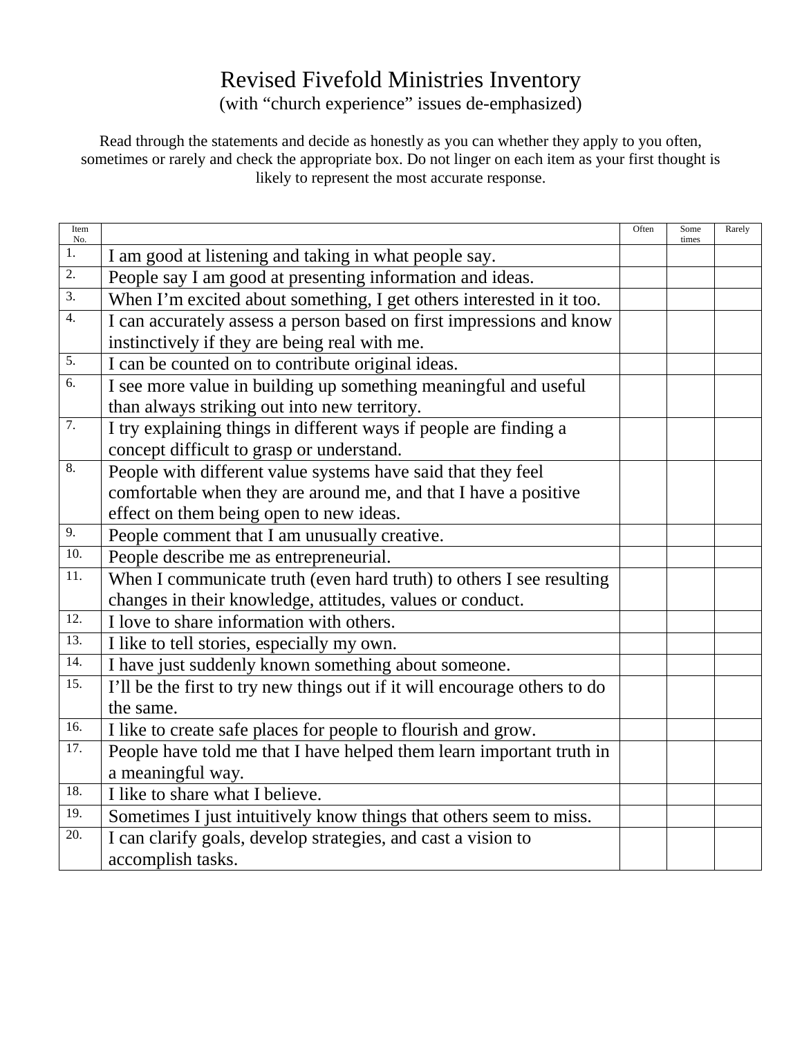# Revised Fivefold Ministries Inventory

(with "church experience" issues de-emphasized)

Read through the statements and decide as honestly as you can whether they apply to you often, sometimes or rarely and check the appropriate box. Do not linger on each item as your first thought is likely to represent the most accurate response.

| Item No. | | Often | Some times | Rarely |
|---|---|---|---|---|
| 1. | I am good at listening and taking in what people say. | | | |
| 2. | People say I am good at presenting information and ideas. | | | |
| 3. | When I'm excited about something, I get others interested in it too. | | | |
| 4. | I can accurately assess a person based on first impressions and know instinctively if they are being real with me. | | | |
| 5. | I can be counted on to contribute original ideas. | | | |
| 6. | I see more value in building up something meaningful and useful than always striking out into new territory. | | | |
| 7. | I try explaining things in different ways if people are finding a concept difficult to grasp or understand. | | | |
| 8. | People with different value systems have said that they feel comfortable when they are around me, and that I have a positive effect on them being open to new ideas. | | | |
| 9. | People comment that I am unusually creative. | | | |
| 10. | People describe me as entrepreneurial. | | | |
| 11. | When I communicate truth (even hard truth) to others I see resulting changes in their knowledge, attitudes, values or conduct. | | | |
| 12. | I love to share information with others. | | | |
| 13. | I like to tell stories, especially my own. | | | |
| 14. | I have just suddenly known something about someone. | | | |
| 15. | I'll be the first to try new things out if it will encourage others to do the same. | | | |
| 16. | I like to create safe places for people to flourish and grow. | | | |
| 17. | People have told me that I have helped them learn important truth in a meaningful way. | | | |
| 18. | I like to share what I believe. | | | |
| 19. | Sometimes I just intuitively know things that others seem to miss. | | | |
| 20. | I can clarify goals, develop strategies, and cast a vision to accomplish tasks. | | | |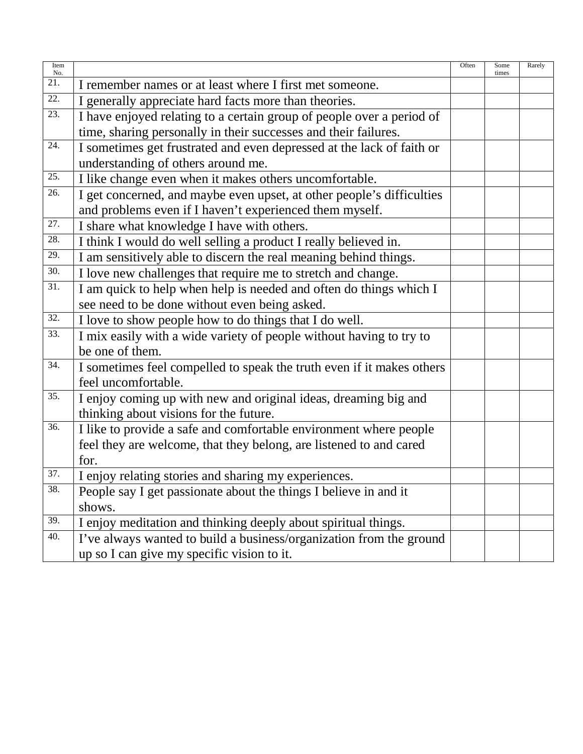| Item No. | | Often | Some times | Rarely |
|---|---|---|---|---|
| 21. | I remember names or at least where I first met someone. | | | |
| 22. | I generally appreciate hard facts more than theories. | | | |
| 23. | I have enjoyed relating to a certain group of people over a period of time, sharing personally in their successes and their failures. | | | |
| 24. | I sometimes get frustrated and even depressed at the lack of faith or understanding of others around me. | | | |
| 25. | I like change even when it makes others uncomfortable. | | | |
| 26. | I get concerned, and maybe even upset, at other people's difficulties and problems even if I haven't experienced them myself. | | | |
| 27. | I share what knowledge I have with others. | | | |
| 28. | I think I would do well selling a product I really believed in. | | | |
| 29. | I am sensitively able to discern the real meaning behind things. | | | |
| 30. | I love new challenges that require me to stretch and change. | | | |
| 31. | I am quick to help when help is needed and often do things which I see need to be done without even being asked. | | | |
| 32. | I love to show people how to do things that I do well. | | | |
| 33. | I mix easily with a wide variety of people without having to try to be one of them. | | | |
| 34. | I sometimes feel compelled to speak the truth even if it makes others feel uncomfortable. | | | |
| 35. | I enjoy coming up with new and original ideas, dreaming big and thinking about visions for the future. | | | |
| 36. | I like to provide a safe and comfortable environment where people feel they are welcome, that they belong, are listened to and cared for. | | | |
| 37. | I enjoy relating stories and sharing my experiences. | | | |
| 38. | People say I get passionate about the things I believe in and it shows. | | | |
| 39. | I enjoy meditation and thinking deeply about spiritual things. | | | |
| 40. | I've always wanted to build a business/organization from the ground up so I can give my specific vision to it. | | | |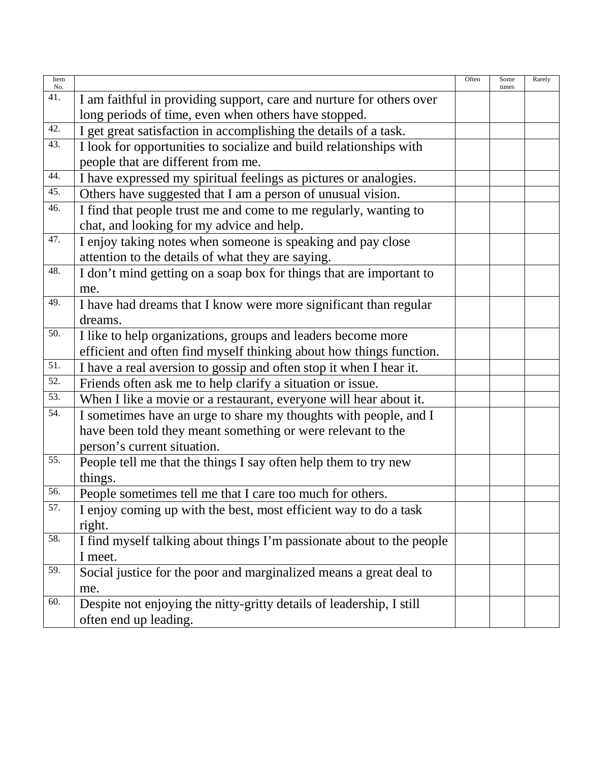| Item No. | | Often | Some times | Rarely |
|---|---|---|---|---|
| 41. | I am faithful in providing support, care and nurture for others over long periods of time, even when others have stopped. | | | |
| 42. | I get great satisfaction in accomplishing the details of a task. | | | |
| 43. | I look for opportunities to socialize and build relationships with people that are different from me. | | | |
| 44. | I have expressed my spiritual feelings as pictures or analogies. | | | |
| 45. | Others have suggested that I am a person of unusual vision. | | | |
| 46. | I find that people trust me and come to me regularly, wanting to chat, and looking for my advice and help. | | | |
| 47. | I enjoy taking notes when someone is speaking and pay close attention to the details of what they are saying. | | | |
| 48. | I don't mind getting on a soap box for things that are important to me. | | | |
| 49. | I have had dreams that I know were more significant than regular dreams. | | | |
| 50. | I like to help organizations, groups and leaders become more efficient and often find myself thinking about how things function. | | | |
| 51. | I have a real aversion to gossip and often stop it when I hear it. | | | |
| 52. | Friends often ask me to help clarify a situation or issue. | | | |
| 53. | When I like a movie or a restaurant, everyone will hear about it. | | | |
| 54. | I sometimes have an urge to share my thoughts with people, and I have been told they meant something or were relevant to the person's current situation. | | | |
| 55. | People tell me that the things I say often help them to try new things. | | | |
| 56. | People sometimes tell me that I care too much for others. | | | |
| 57. | I enjoy coming up with the best, most efficient way to do a task right. | | | |
| 58. | I find myself talking about things I'm passionate about to the people I meet. | | | |
| 59. | Social justice for the poor and marginalized means a great deal to me. | | | |
| 60. | Despite not enjoying the nitty-gritty details of leadership, I still often end up leading. | | | |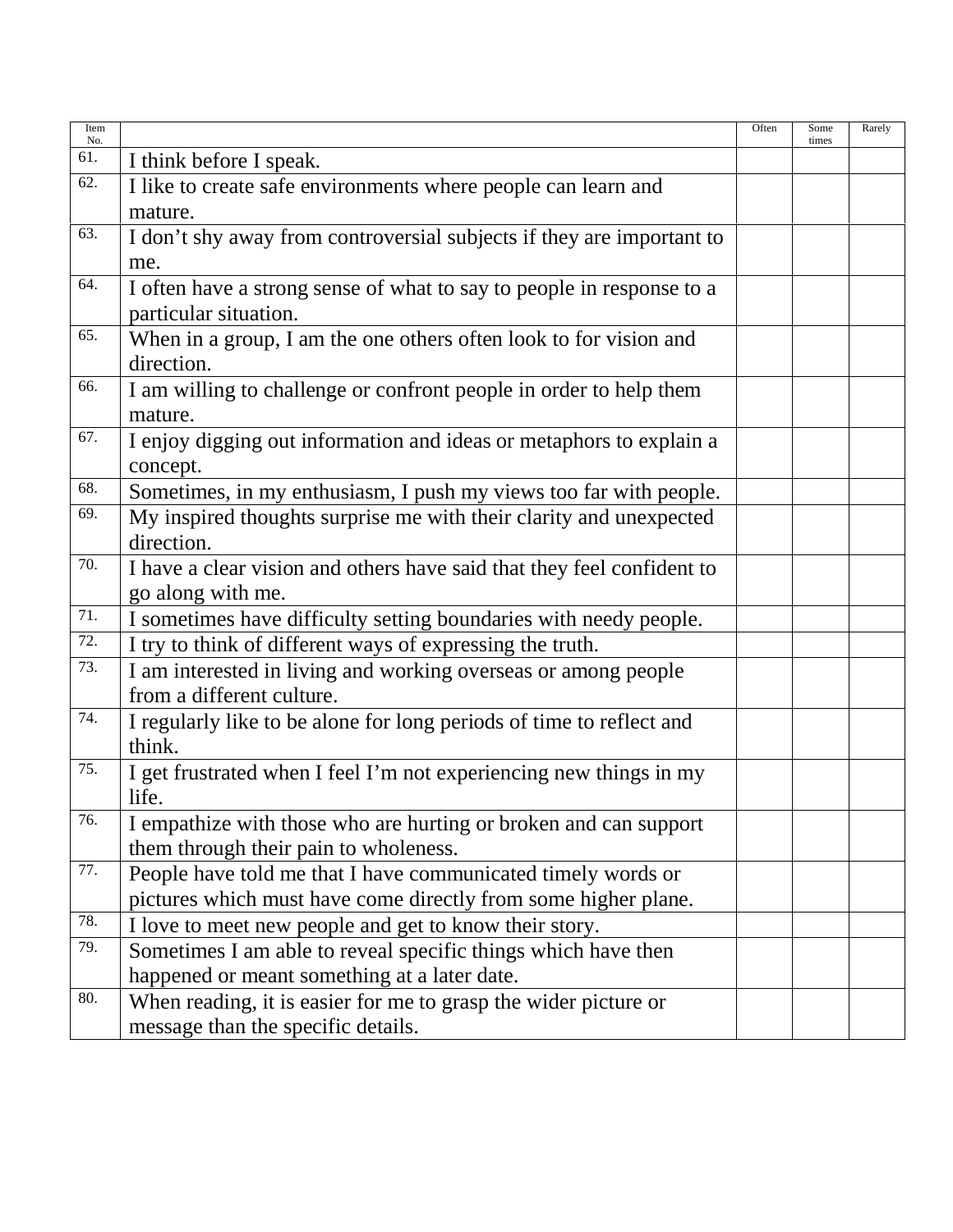| Item No. | | Often | Some times | Rarely |
|---|---|---|---|---|
| 61. | I think before I speak. | | | |
| 62. | I like to create safe environments where people can learn and mature. | | | |
| 63. | I don't shy away from controversial subjects if they are important to me. | | | |
| 64. | I often have a strong sense of what to say to people in response to a particular situation. | | | |
| 65. | When in a group, I am the one others often look to for vision and direction. | | | |
| 66. | I am willing to challenge or confront people in order to help them mature. | | | |
| 67. | I enjoy digging out information and ideas or metaphors to explain a concept. | | | |
| 68. | Sometimes, in my enthusiasm, I push my views too far with people. | | | |
| 69. | My inspired thoughts surprise me with their clarity and unexpected direction. | | | |
| 70. | I have a clear vision and others have said that they feel confident to go along with me. | | | |
| 71. | I sometimes have difficulty setting boundaries with needy people. | | | |
| 72. | I try to think of different ways of expressing the truth. | | | |
| 73. | I am interested in living and working overseas or among people from a different culture. | | | |
| 74. | I regularly like to be alone for long periods of time to reflect and think. | | | |
| 75. | I get frustrated when I feel I'm not experiencing new things in my life. | | | |
| 76. | I empathize with those who are hurting or broken and can support them through their pain to wholeness. | | | |
| 77. | People have told me that I have communicated timely words or pictures which must have come directly from some higher plane. | | | |
| 78. | I love to meet new people and get to know their story. | | | |
| 79. | Sometimes I am able to reveal specific things which have then happened or meant something at a later date. | | | |
| 80. | When reading, it is easier for me to grasp the wider picture or message than the specific details. | | | |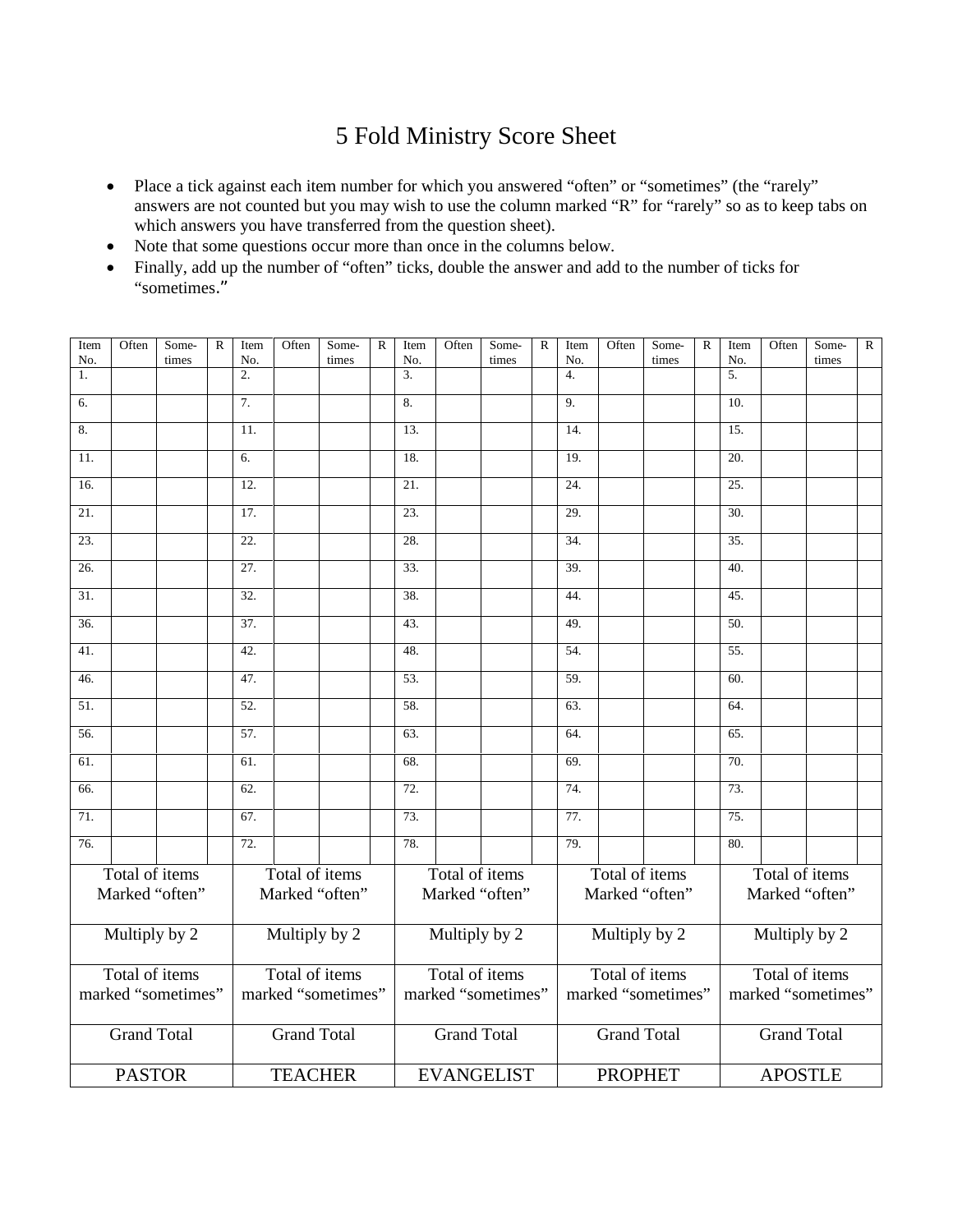# 5 Fold Ministry Score Sheet

- Place a tick against each item number for which you answered "often" or "sometimes" (the "rarely" answers are not counted but you may wish to use the column marked "R" for "rarely" so as to keep tabs on which answers you have transferred from the question sheet).
- Note that some questions occur more than once in the columns below.
- Finally, add up the number of "often" ticks, double the answer and add to the number of ticks for "sometimes."

| Item No. | Often | Some-times | R | Item No. | Often | Some-times | R | Item No. | Often | Some-times | R | Item No. | Often | Some-times | R | Item No. | Often | Some-times | R |
|---|---|---|---|---|---|---|---|---|---|---|---|---|---|---|---|---|---|---|---|
| 1. | | | | 2. | | | | 3. | | | | 4. | | | | 5. | | | |
| 6. | | | | 7. | | | | 8. | | | | 9. | | | | 10. | | | |
| 8. | | | | 11. | | | | 13. | | | | 14. | | | | 15. | | | |
| 11. | | | | 6. | | | | 18. | | | | 19. | | | | 20. | | | |
| 16. | | | | 12. | | | | 21. | | | | 24. | | | | 25. | | | |
| 21. | | | | 17. | | | | 23. | | | | 29. | | | | 30. | | | |
| 23. | | | | 22. | | | | 28. | | | | 34. | | | | 35. | | | |
| 26. | | | | 27. | | | | 33. | | | | 39. | | | | 40. | | | |
| 31. | | | | 32. | | | | 38. | | | | 44. | | | | 45. | | | |
| 36. | | | | 37. | | | | 43. | | | | 49. | | | | 50. | | | |
| 41. | | | | 42. | | | | 48. | | | | 54. | | | | 55. | | | |
| 46. | | | | 47. | | | | 53. | | | | 59. | | | | 60. | | | |
| 51. | | | | 52. | | | | 58. | | | | 63. | | | | 64. | | | |
| 56. | | | | 57. | | | | 63. | | | | 64. | | | | 65. | | | |
| 61. | | | | 61. | | | | 68. | | | | 69. | | | | 70. | | | |
| 66. | | | | 62. | | | | 72. | | | | 74. | | | | 73. | | | |
| 71. | | | | 67. | | | | 73. | | | | 77. | | | | 75. | | | |
| 76. | | | | 72. | | | | 78. | | | | 79. | | | | 80. | | | |
| Total of items Marked "often" | | | | Total of items Marked "often" | | | | Total of items Marked "often" | | | | Total of items Marked "often" | | | | Total of items Marked "often" | | | |
| Multiply by 2 | | | | Multiply by 2 | | | | Multiply by 2 | | | | Multiply by 2 | | | | Multiply by 2 | | | |
| Total of items marked "sometimes" | | | | Total of items marked "sometimes" | | | | Total of items marked "sometimes" | | | | Total of items marked "sometimes" | | | | Total of items marked "sometimes" | | | |
| Grand Total | | | | Grand Total | | | | Grand Total | | | | Grand Total | | | | Grand Total | | | |
| PASTOR | | | | TEACHER | | | | EVANGELIST | | | | PROPHET | | | | APOSTLE | | | |